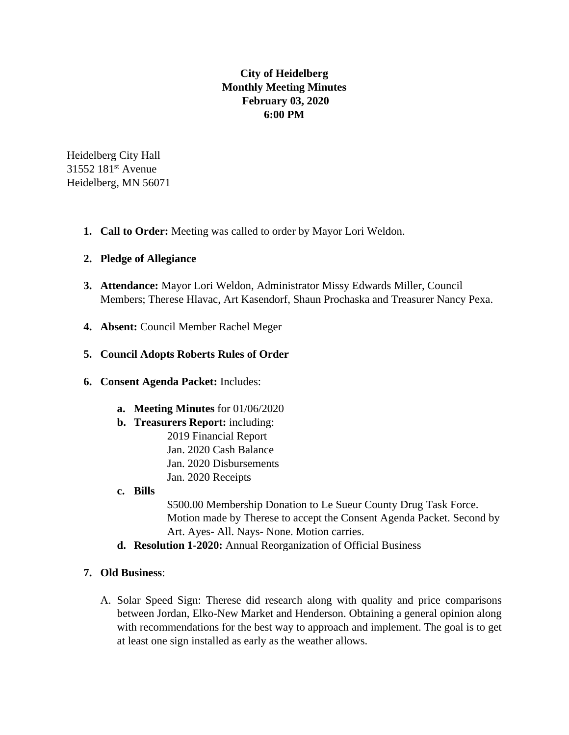**City of Heidelberg**
**Monthly Meeting Minutes**
**February 03, 2020**
**6:00 PM**

Heidelberg City Hall
31552 181st Avenue
Heidelberg, MN 56071

1. **Call to Order:** Meeting was called to order by Mayor Lori Weldon.

2. **Pledge of Allegiance**

3. **Attendance:** Mayor Lori Weldon, Administrator Missy Edwards Miller, Council Members; Therese Hlavac, Art Kasendorf, Shaun Prochaska and Treasurer Nancy Pexa.

4. **Absent:** Council Member Rachel Meger

5. **Council Adopts Roberts Rules of Order**

6. **Consent Agenda Packet:** Includes:

   a. **Meeting Minutes** for 01/06/2020

   b. **Treasurers Report:** including:
      - 2019 Financial Report
      - Jan. 2020 Cash Balance
      - Jan. 2020 Disbursements
      - Jan. 2020 Receipts

   c. **Bills**

      $500.00 Membership Donation to Le Sueur County Drug Task Force. Motion made by Therese to accept the Consent Agenda Packet. Second by Art. Ayes- All. Nays- None. Motion carries.

   d. **Resolution 1-2020:** Annual Reorganization of Official Business

7. **Old Business**:

   A. Solar Speed Sign: Therese did research along with quality and price comparisons between Jordan, Elko-New Market and Henderson. Obtaining a general opinion along with recommendations for the best way to approach and implement. The goal is to get at least one sign installed as early as the weather allows.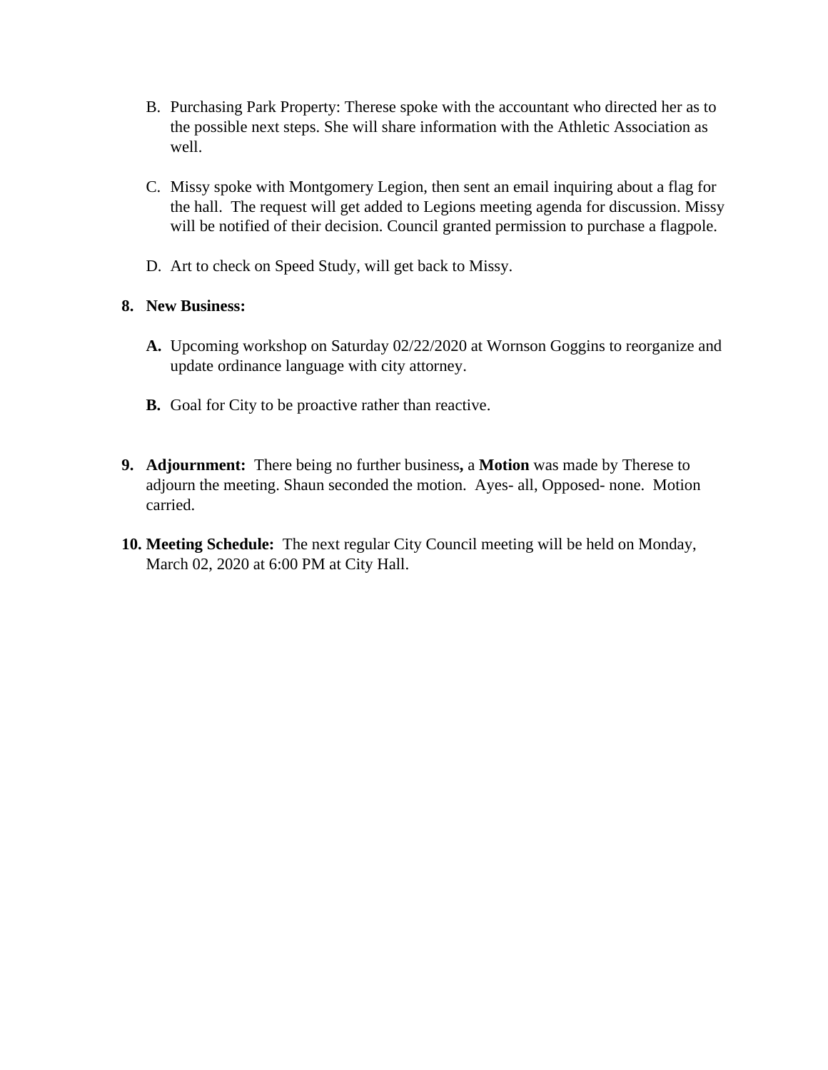B. Purchasing Park Property: Therese spoke with the accountant who directed her as to the possible next steps. She will share information with the Athletic Association as well.

C. Missy spoke with Montgomery Legion, then sent an email inquiring about a flag for the hall. The request will get added to Legions meeting agenda for discussion. Missy will be notified of their decision. Council granted permission to purchase a flagpole.

D. Art to check on Speed Study, will get back to Missy.

**8. New Business:**

**A.** Upcoming workshop on Saturday 02/22/2020 at Wornson Goggins to reorganize and update ordinance language with city attorney.

**B.** Goal for City to be proactive rather than reactive.

**9. Adjournment:** There being no further business**,** a **Motion** was made by Therese to adjourn the meeting. Shaun seconded the motion. Ayes- all, Opposed- none. Motion carried.

**10. Meeting Schedule:** The next regular City Council meeting will be held on Monday, March 02, 2020 at 6:00 PM at City Hall.